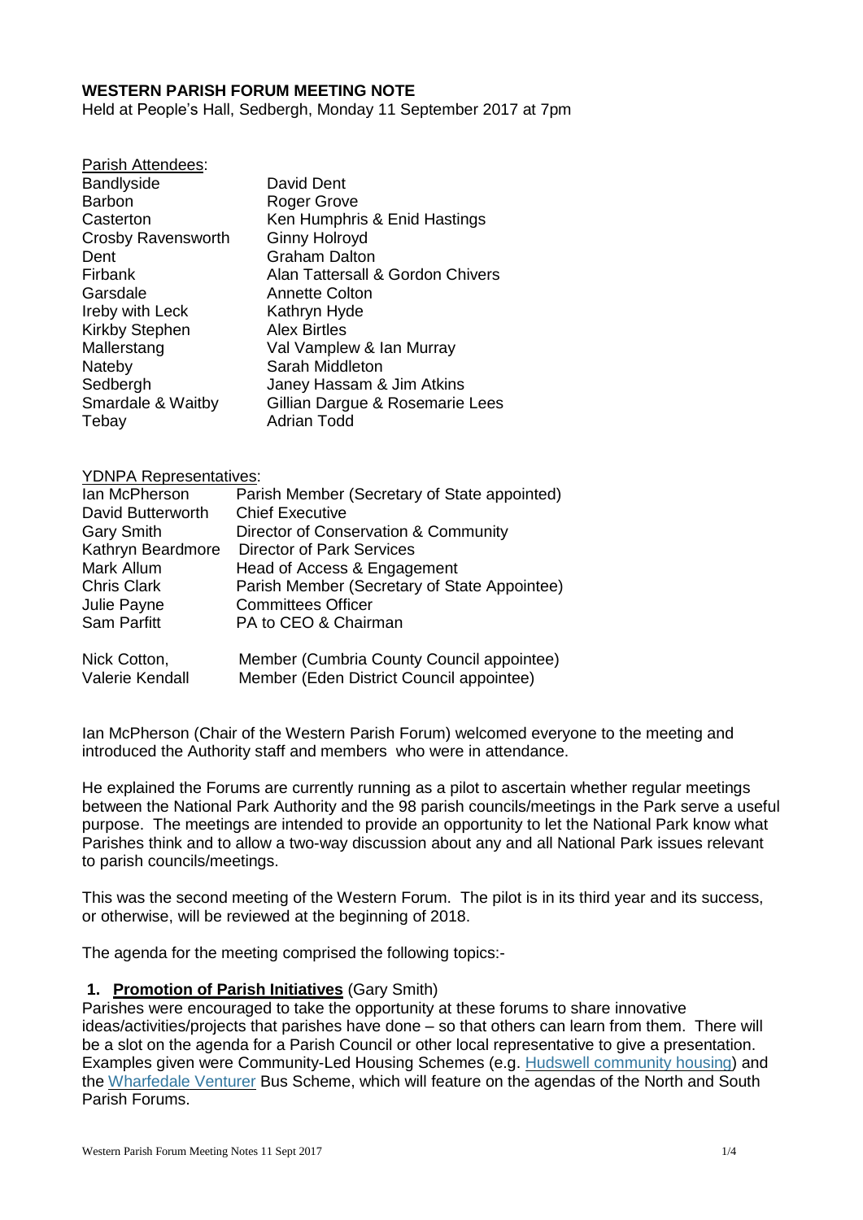# WESTERN PARISH FORUM MEETING NOTE

Held at People's Hall, Sedbergh, Monday 11 September 2017 at 7pm

Parish Attendees:

| | |
|---|---|
| Bandlyside | David Dent |
| Barbon | Roger Grove |
| Casterton | Ken Humphris & Enid Hastings |
| Crosby Ravensworth | Ginny Holroyd |
| Dent | Graham Dalton |
| Firbank | Alan Tattersall & Gordon Chivers |
| Garsdale | Annette Colton |
| Ireby with Leck | Kathryn Hyde |
| Kirkby Stephen | Alex Birtles |
| Mallerstang | Val Vamplew & Ian Murray |
| Nateby | Sarah Middleton |
| Sedbergh | Janey Hassam & Jim Atkins |
| Smardale & Waitby | Gillian Dargue & Rosemarie Lees |
| Tebay | Adrian Todd |

YDNPA Representatives:

| | |
|---|---|
| Ian McPherson | Parish Member (Secretary of State appointed) |
| David Butterworth | Chief Executive |
| Gary Smith | Director of Conservation & Community |
| Kathryn Beardmore | Director of Park Services |
| Mark Allum | Head of Access & Engagement |
| Chris Clark | Parish Member (Secretary of State Appointee) |
| Julie Payne | Committees Officer |
| Sam Parfitt | PA to CEO & Chairman |
| Nick Cotton, | Member (Cumbria County Council appointee) |
| Valerie Kendall | Member (Eden District Council appointee) |

Ian McPherson (Chair of the Western Parish Forum) welcomed everyone to the meeting and introduced the Authority staff and members who were in attendance.

He explained the Forums are currently running as a pilot to ascertain whether regular meetings between the National Park Authority and the 98 parish councils/meetings in the Park serve a useful purpose. The meetings are intended to provide an opportunity to let the National Park know what Parishes think and to allow a two-way discussion about any and all National Park issues relevant to parish councils/meetings.

This was the second meeting of the Western Forum. The pilot is in its third year and its success, or otherwise, will be reviewed at the beginning of 2018.

The agenda for the meeting comprised the following topics:-

1. **Promotion of Parish Initiatives** (Gary Smith)

Parishes were encouraged to take the opportunity at these forums to share innovative ideas/activities/projects that parishes have done – so that others can learn from them. There will be a slot on the agenda for a Parish Council or other local representative to give a presentation. Examples given were Community-Led Housing Schemes (e.g. Hudswell community housing) and the Wharfedale Venturer Bus Scheme, which will feature on the agendas of the North and South Parish Forums.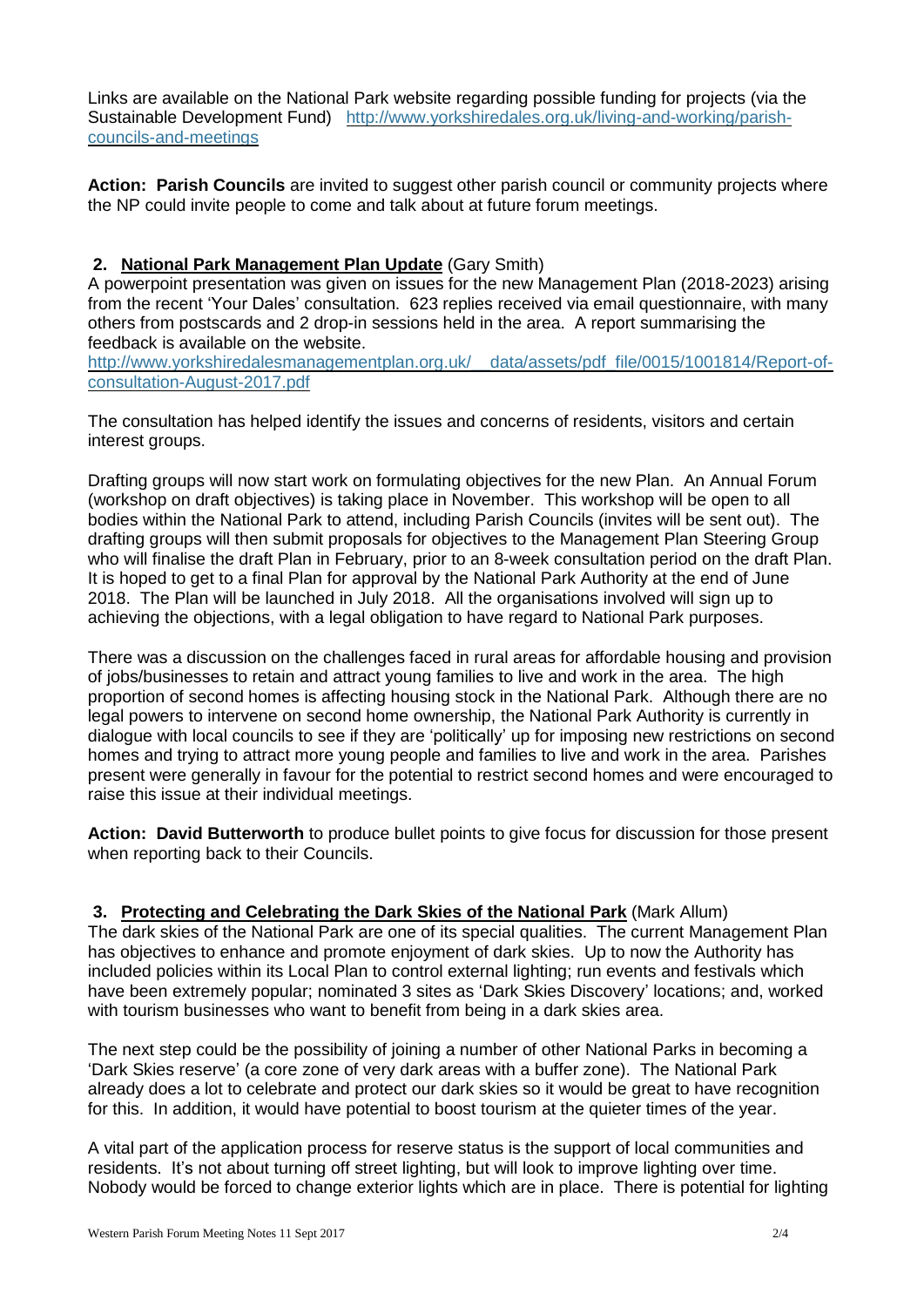Links are available on the National Park website regarding possible funding for projects (via the Sustainable Development Fund) [http://www.yorkshiredales.org.uk/living-and-working/parish-councils-and-meetings](http://www.yorkshiredales.org.uk/living-and-working/parish-councils-and-meetings)

**Action: Parish Councils** are invited to suggest other parish council or community projects where the NP could invite people to come and talk about at future forum meetings.

## 2. National Park Management Plan Update (Gary Smith)

A powerpoint presentation was given on issues for the new Management Plan (2018-2023) arising from the recent 'Your Dales' consultation. 623 replies received via email questionnaire, with many others from postscards and 2 drop-in sessions held in the area. A report summarising the feedback is available on the website.
[http://www.yorkshiredalesmanagementplan.org.uk/__data/assets/pdf_file/0015/1001814/Report-of-consultation-August-2017.pdf](http://www.yorkshiredalesmanagementplan.org.uk/__data/assets/pdf_file/0015/1001814/Report-of-consultation-August-2017.pdf)

The consultation has helped identify the issues and concerns of residents, visitors and certain interest groups.

Drafting groups will now start work on formulating objectives for the new Plan. An Annual Forum (workshop on draft objectives) is taking place in November. This workshop will be open to all bodies within the National Park to attend, including Parish Councils (invites will be sent out). The drafting groups will then submit proposals for objectives to the Management Plan Steering Group who will finalise the draft Plan in February, prior to an 8-week consultation period on the draft Plan. It is hoped to get to a final Plan for approval by the National Park Authority at the end of June 2018. The Plan will be launched in July 2018. All the organisations involved will sign up to achieving the objections, with a legal obligation to have regard to National Park purposes.

There was a discussion on the challenges faced in rural areas for affordable housing and provision of jobs/businesses to retain and attract young families to live and work in the area. The high proportion of second homes is affecting housing stock in the National Park. Although there are no legal powers to intervene on second home ownership, the National Park Authority is currently in dialogue with local councils to see if they are 'politically' up for imposing new restrictions on second homes and trying to attract more young people and families to live and work in the area. Parishes present were generally in favour for the potential to restrict second homes and were encouraged to raise this issue at their individual meetings.

**Action: David Butterworth** to produce bullet points to give focus for discussion for those present when reporting back to their Councils.

## 3. Protecting and Celebrating the Dark Skies of the National Park (Mark Allum)

The dark skies of the National Park are one of its special qualities. The current Management Plan has objectives to enhance and promote enjoyment of dark skies. Up to now the Authority has included policies within its Local Plan to control external lighting; run events and festivals which have been extremely popular; nominated 3 sites as 'Dark Skies Discovery' locations; and, worked with tourism businesses who want to benefit from being in a dark skies area.

The next step could be the possibility of joining a number of other National Parks in becoming a 'Dark Skies reserve' (a core zone of very dark areas with a buffer zone). The National Park already does a lot to celebrate and protect our dark skies so it would be great to have recognition for this. In addition, it would have potential to boost tourism at the quieter times of the year.

A vital part of the application process for reserve status is the support of local communities and residents. It's not about turning off street lighting, but will look to improve lighting over time. Nobody would be forced to change exterior lights which are in place. There is potential for lighting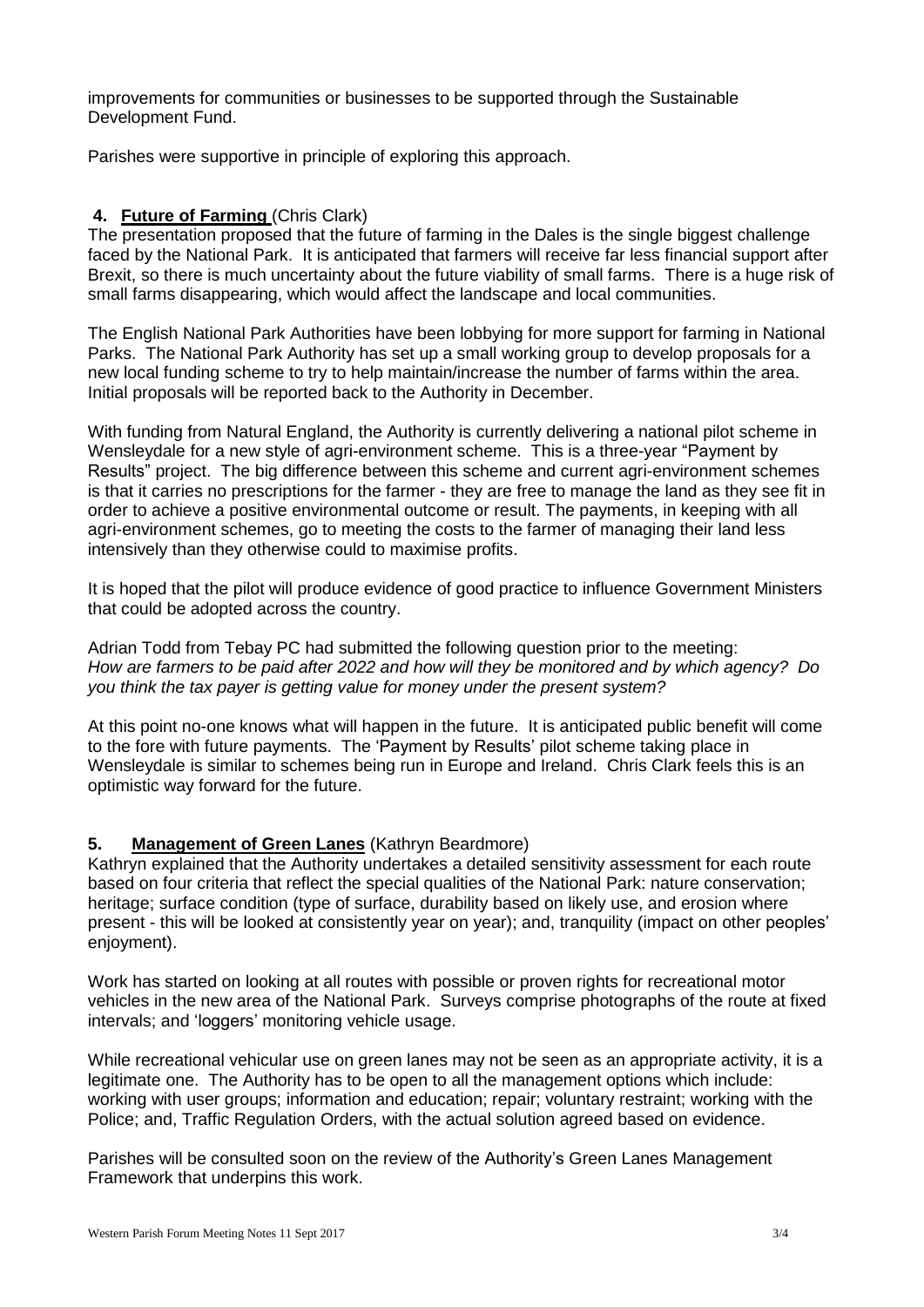improvements for communities or businesses to be supported through the Sustainable Development Fund.

Parishes were supportive in principle of exploring this approach.

## 4. Future of Farming (Chris Clark)

The presentation proposed that the future of farming in the Dales is the single biggest challenge faced by the National Park. It is anticipated that farmers will receive far less financial support after Brexit, so there is much uncertainty about the future viability of small farms. There is a huge risk of small farms disappearing, which would affect the landscape and local communities.

The English National Park Authorities have been lobbying for more support for farming in National Parks. The National Park Authority has set up a small working group to develop proposals for a new local funding scheme to try to help maintain/increase the number of farms within the area. Initial proposals will be reported back to the Authority in December.

With funding from Natural England, the Authority is currently delivering a national pilot scheme in Wensleydale for a new style of agri-environment scheme. This is a three-year "Payment by Results" project. The big difference between this scheme and current agri-environment schemes is that it carries no prescriptions for the farmer - they are free to manage the land as they see fit in order to achieve a positive environmental outcome or result. The payments, in keeping with all agri-environment schemes, go to meeting the costs to the farmer of managing their land less intensively than they otherwise could to maximise profits.

It is hoped that the pilot will produce evidence of good practice to influence Government Ministers that could be adopted across the country.

Adrian Todd from Tebay PC had submitted the following question prior to the meeting:
*How are farmers to be paid after 2022 and how will they be monitored and by which agency? Do you think the tax payer is getting value for money under the present system?*

At this point no-one knows what will happen in the future. It is anticipated public benefit will come to the fore with future payments. The 'Payment by Results' pilot scheme taking place in Wensleydale is similar to schemes being run in Europe and Ireland. Chris Clark feels this is an optimistic way forward for the future.

## 5. Management of Green Lanes (Kathryn Beardmore)

Kathryn explained that the Authority undertakes a detailed sensitivity assessment for each route based on four criteria that reflect the special qualities of the National Park: nature conservation; heritage; surface condition (type of surface, durability based on likely use, and erosion where present - this will be looked at consistently year on year); and, tranquility (impact on other peoples' enjoyment).

Work has started on looking at all routes with possible or proven rights for recreational motor vehicles in the new area of the National Park. Surveys comprise photographs of the route at fixed intervals; and 'loggers' monitoring vehicle usage.

While recreational vehicular use on green lanes may not be seen as an appropriate activity, it is a legitimate one. The Authority has to be open to all the management options which include: working with user groups; information and education; repair; voluntary restraint; working with the Police; and, Traffic Regulation Orders, with the actual solution agreed based on evidence.

Parishes will be consulted soon on the review of the Authority's Green Lanes Management Framework that underpins this work.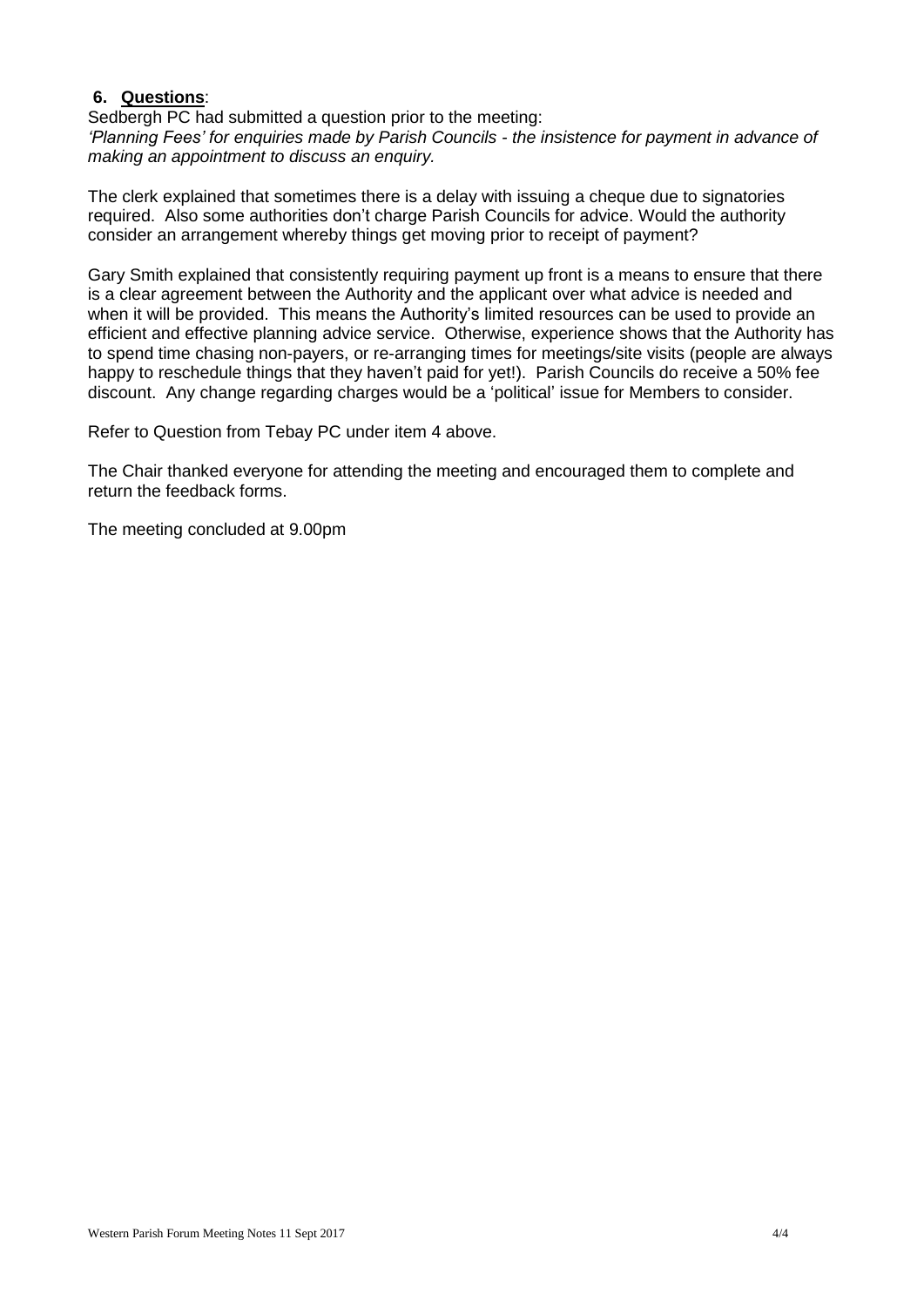## 6. **Questions**:

Sedbergh PC had submitted a question prior to the meeting:
*'Planning Fees' for enquiries made by Parish Councils - the insistence for payment in advance of making an appointment to discuss an enquiry.*

The clerk explained that sometimes there is a delay with issuing a cheque due to signatories required. Also some authorities don't charge Parish Councils for advice. Would the authority consider an arrangement whereby things get moving prior to receipt of payment?

Gary Smith explained that consistently requiring payment up front is a means to ensure that there is a clear agreement between the Authority and the applicant over what advice is needed and when it will be provided. This means the Authority's limited resources can be used to provide an efficient and effective planning advice service. Otherwise, experience shows that the Authority has to spend time chasing non-payers, or re-arranging times for meetings/site visits (people are always happy to reschedule things that they haven't paid for yet!). Parish Councils do receive a 50% fee discount. Any change regarding charges would be a 'political' issue for Members to consider.

Refer to Question from Tebay PC under item 4 above.

The Chair thanked everyone for attending the meeting and encouraged them to complete and return the feedback forms.

The meeting concluded at 9.00pm